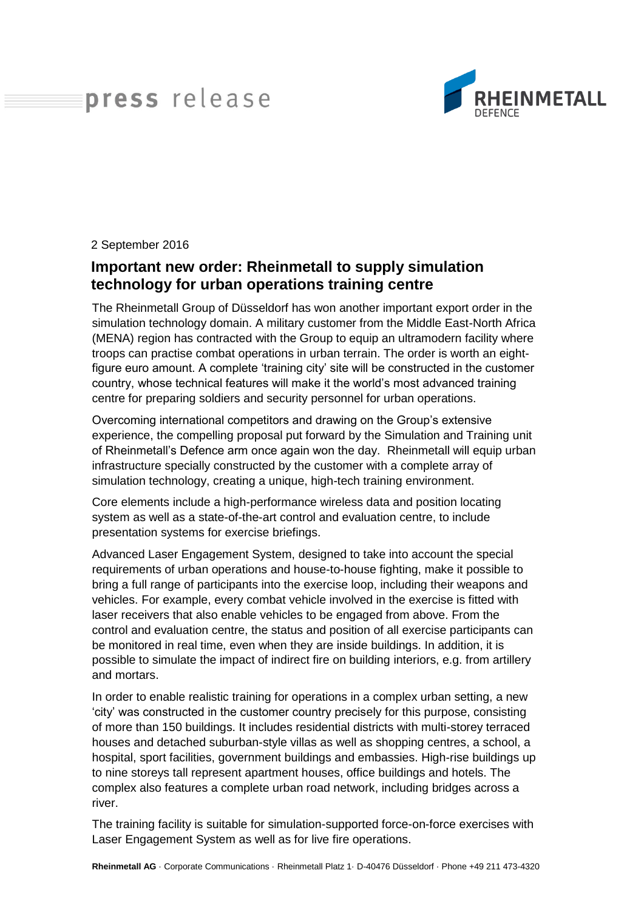press release

RHEINMETALL DEFENCE

2 September 2016

## Important new order: Rheinmetall to supply simulation technology for urban operations training centre

The Rheinmetall Group of Düsseldorf has won another important export order in the simulation technology domain. A military customer from the Middle East-North Africa (MENA) region has contracted with the Group to equip an ultramodern facility where troops can practise combat operations in urban terrain. The order is worth an eight-figure euro amount. A complete 'training city' site will be constructed in the customer country, whose technical features will make it the world's most advanced training centre for preparing soldiers and security personnel for urban operations.

Overcoming international competitors and drawing on the Group's extensive experience, the compelling proposal put forward by the Simulation and Training unit of Rheinmetall's Defence arm once again won the day. Rheinmetall will equip urban infrastructure specially constructed by the customer with a complete array of simulation technology, creating a unique, high-tech training environment.

Core elements include a high-performance wireless data and position locating system as well as a state-of-the-art control and evaluation centre, to include presentation systems for exercise briefings.

Advanced Laser Engagement System, designed to take into account the special requirements of urban operations and house-to-house fighting, make it possible to bring a full range of participants into the exercise loop, including their weapons and vehicles. For example, every combat vehicle involved in the exercise is fitted with laser receivers that also enable vehicles to be engaged from above. From the control and evaluation centre, the status and position of all exercise participants can be monitored in real time, even when they are inside buildings. In addition, it is possible to simulate the impact of indirect fire on building interiors, e.g. from artillery and mortars.

In order to enable realistic training for operations in a complex urban setting, a new 'city' was constructed in the customer country precisely for this purpose, consisting of more than 150 buildings. It includes residential districts with multi-storey terraced houses and detached suburban-style villas as well as shopping centres, a school, a hospital, sport facilities, government buildings and embassies. High-rise buildings up to nine storeys tall represent apartment houses, office buildings and hotels. The complex also features a complete urban road network, including bridges across a river.

The training facility is suitable for simulation-supported force-on-force exercises with Laser Engagement System as well as for live fire operations.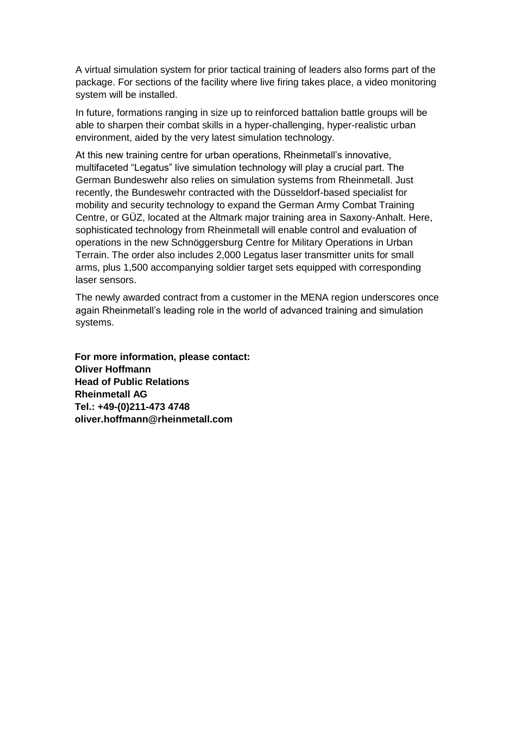A virtual simulation system for prior tactical training of leaders also forms part of the package. For sections of the facility where live firing takes place, a video monitoring system will be installed.

In future, formations ranging in size up to reinforced battalion battle groups will be able to sharpen their combat skills in a hyper-challenging, hyper-realistic urban environment, aided by the very latest simulation technology.

At this new training centre for urban operations, Rheinmetall's innovative, multifaceted "Legatus" live simulation technology will play a crucial part. The German Bundeswehr also relies on simulation systems from Rheinmetall. Just recently, the Bundeswehr contracted with the Düsseldorf-based specialist for mobility and security technology to expand the German Army Combat Training Centre, or GÜZ, located at the Altmark major training area in Saxony-Anhalt. Here, sophisticated technology from Rheinmetall will enable control and evaluation of operations in the new Schnöggersburg Centre for Military Operations in Urban Terrain. The order also includes 2,000 Legatus laser transmitter units for small arms, plus 1,500 accompanying soldier target sets equipped with corresponding laser sensors.

The newly awarded contract from a customer in the MENA region underscores once again Rheinmetall's leading role in the world of advanced training and simulation systems.

**For more information, please contact:**
**Oliver Hoffmann**
**Head of Public Relations**
**Rheinmetall AG**
**Tel.: +49-(0)211-473 4748**
**oliver.hoffmann@rheinmetall.com**